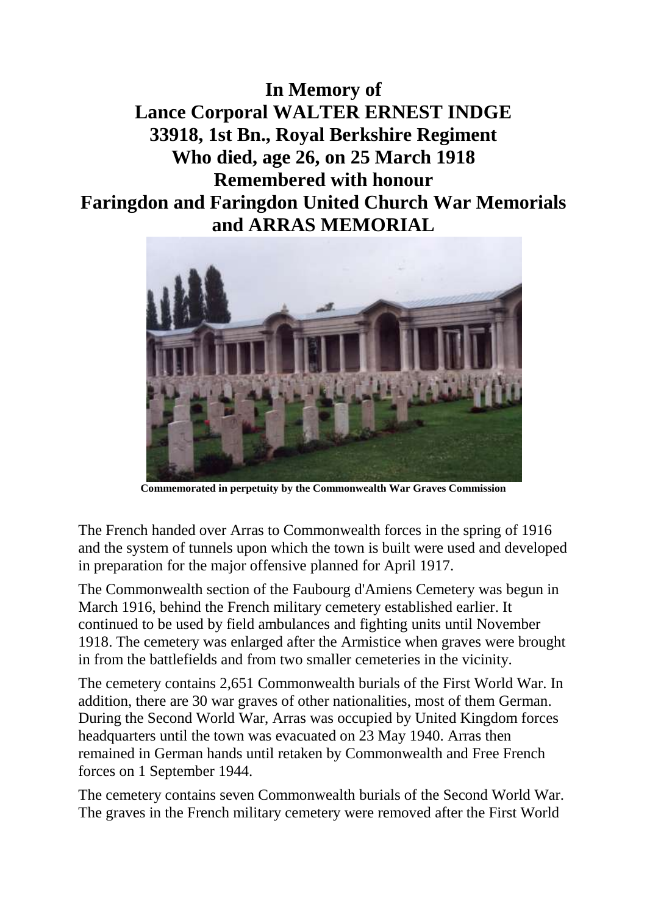# In Memory of
# Lance Corporal WALTER ERNEST INDGE
# 33918, 1st Bn., Royal Berkshire Regiment
# Who died, age 26, on 25 March 1918
# Remembered with honour
# Faringdon and Faringdon United Church War Memorials and ARRAS MEMORIAL

**Commemorated in perpetuity by the Commonwealth War Graves Commission**

The French handed over Arras to Commonwealth forces in the spring of 1916 and the system of tunnels upon which the town is built were used and developed in preparation for the major offensive planned for April 1917.

The Commonwealth section of the Faubourg d'Amiens Cemetery was begun in March 1916, behind the French military cemetery established earlier. It continued to be used by field ambulances and fighting units until November 1918. The cemetery was enlarged after the Armistice when graves were brought in from the battlefields and from two smaller cemeteries in the vicinity.

The cemetery contains 2,651 Commonwealth burials of the First World War. In addition, there are 30 war graves of other nationalities, most of them German. During the Second World War, Arras was occupied by United Kingdom forces headquarters until the town was evacuated on 23 May 1940. Arras then remained in German hands until retaken by Commonwealth and Free French forces on 1 September 1944.

The cemetery contains seven Commonwealth burials of the Second World War. The graves in the French military cemetery were removed after the First World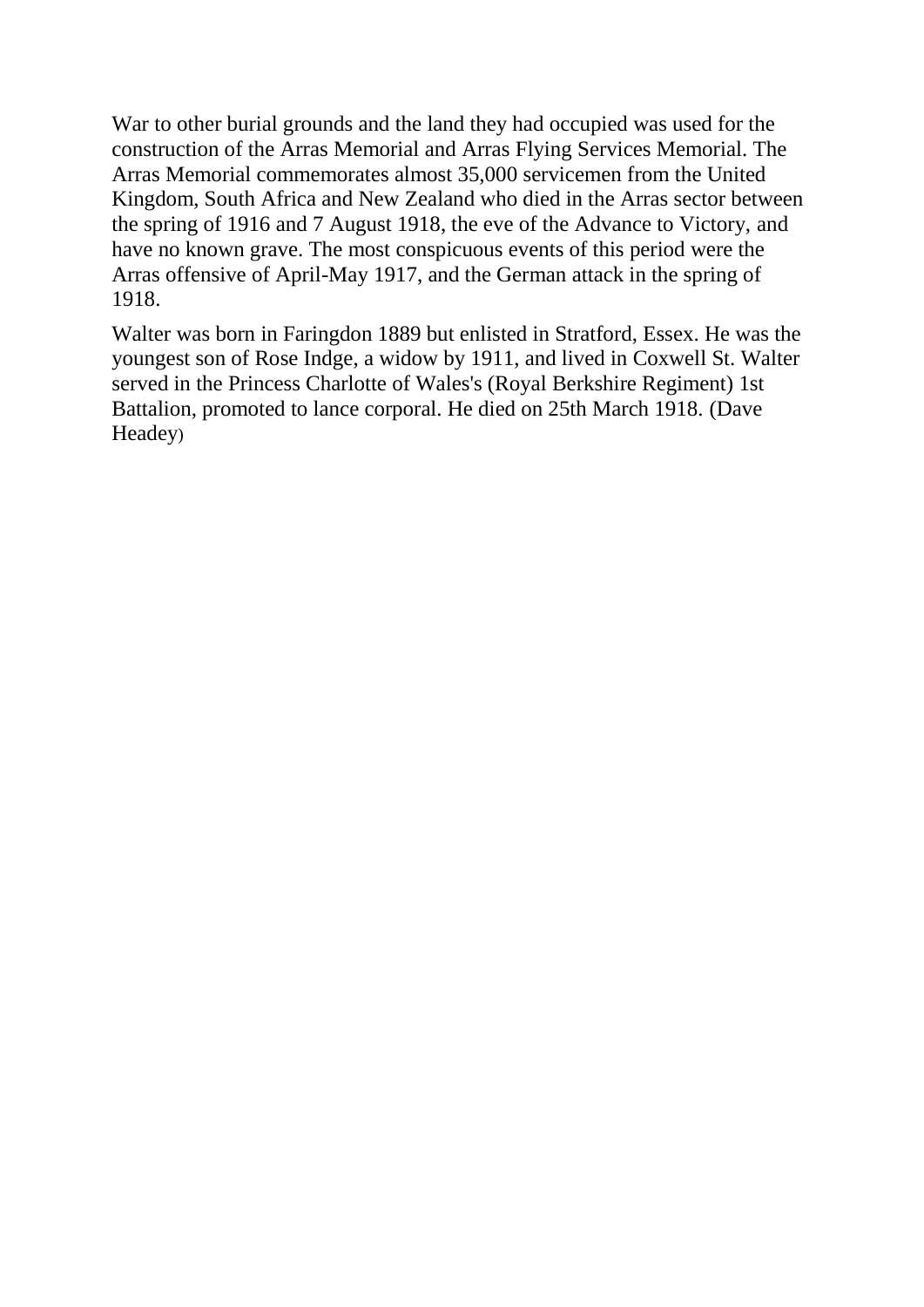War to other burial grounds and the land they had occupied was used for the construction of the Arras Memorial and Arras Flying Services Memorial. The Arras Memorial commemorates almost 35,000 servicemen from the United Kingdom, South Africa and New Zealand who died in the Arras sector between the spring of 1916 and 7 August 1918, the eve of the Advance to Victory, and have no known grave. The most conspicuous events of this period were the Arras offensive of April-May 1917, and the German attack in the spring of 1918.

Walter was born in Faringdon 1889 but enlisted in Stratford, Essex. He was the youngest son of Rose Indge, a widow by 1911, and lived in Coxwell St. Walter served in the Princess Charlotte of Wales's (Royal Berkshire Regiment) 1st Battalion, promoted to lance corporal. He died on 25th March 1918. (Dave Headey)